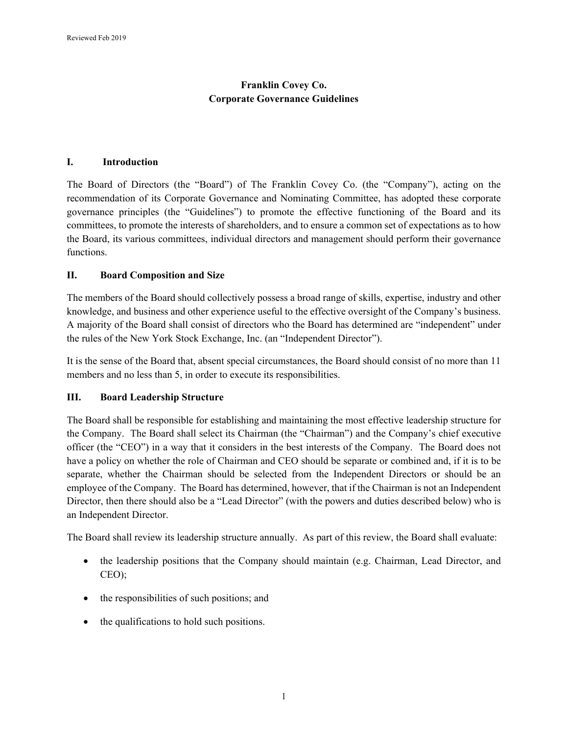Reviewed Feb 2019

# Franklin Covey Co.
# Corporate Governance Guidelines

## I. Introduction

The Board of Directors (the "Board") of The Franklin Covey Co. (the "Company"), acting on the recommendation of its Corporate Governance and Nominating Committee, has adopted these corporate governance principles (the "Guidelines") to promote the effective functioning of the Board and its committees, to promote the interests of shareholders, and to ensure a common set of expectations as to how the Board, its various committees, individual directors and management should perform their governance functions.

## II. Board Composition and Size

The members of the Board should collectively possess a broad range of skills, expertise, industry and other knowledge, and business and other experience useful to the effective oversight of the Company's business. A majority of the Board shall consist of directors who the Board has determined are "independent" under the rules of the New York Stock Exchange, Inc. (an "Independent Director").

It is the sense of the Board that, absent special circumstances, the Board should consist of no more than 11 members and no less than 5, in order to execute its responsibilities.

## III. Board Leadership Structure

The Board shall be responsible for establishing and maintaining the most effective leadership structure for the Company. The Board shall select its Chairman (the "Chairman") and the Company's chief executive officer (the "CEO") in a way that it considers in the best interests of the Company. The Board does not have a policy on whether the role of Chairman and CEO should be separate or combined and, if it is to be separate, whether the Chairman should be selected from the Independent Directors or should be an employee of the Company. The Board has determined, however, that if the Chairman is not an Independent Director, then there should also be a "Lead Director" (with the powers and duties described below) who is an Independent Director.

The Board shall review its leadership structure annually. As part of this review, the Board shall evaluate:

- the leadership positions that the Company should maintain (e.g. Chairman, Lead Director, and CEO);
- the responsibilities of such positions; and
- the qualifications to hold such positions.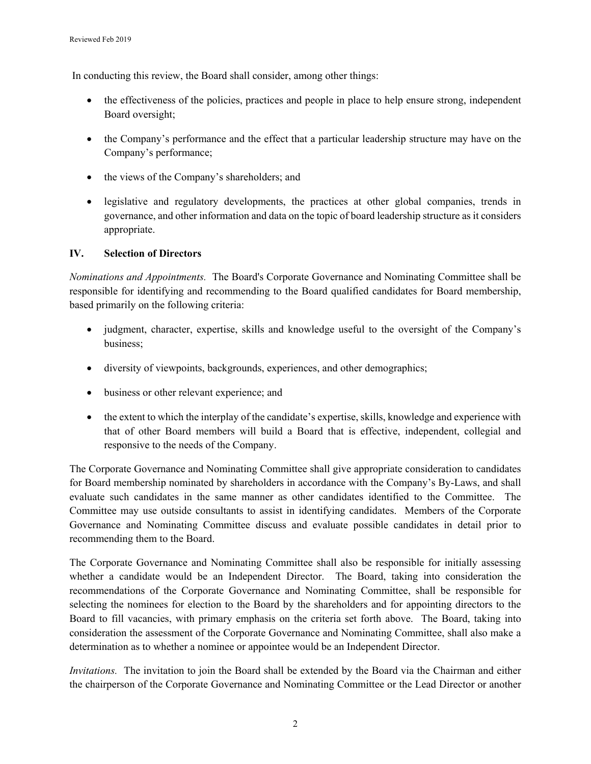In conducting this review, the Board shall consider, among other things:

- the effectiveness of the policies, practices and people in place to help ensure strong, independent Board oversight;
- the Company's performance and the effect that a particular leadership structure may have on the Company's performance;
- the views of the Company's shareholders; and
- legislative and regulatory developments, the practices at other global companies, trends in governance, and other information and data on the topic of board leadership structure as it considers appropriate.

## IV. Selection of Directors

*Nominations and Appointments.* The Board's Corporate Governance and Nominating Committee shall be responsible for identifying and recommending to the Board qualified candidates for Board membership, based primarily on the following criteria:

- judgment, character, expertise, skills and knowledge useful to the oversight of the Company's business;
- diversity of viewpoints, backgrounds, experiences, and other demographics;
- business or other relevant experience; and
- the extent to which the interplay of the candidate's expertise, skills, knowledge and experience with that of other Board members will build a Board that is effective, independent, collegial and responsive to the needs of the Company.

The Corporate Governance and Nominating Committee shall give appropriate consideration to candidates for Board membership nominated by shareholders in accordance with the Company's By-Laws, and shall evaluate such candidates in the same manner as other candidates identified to the Committee. The Committee may use outside consultants to assist in identifying candidates. Members of the Corporate Governance and Nominating Committee discuss and evaluate possible candidates in detail prior to recommending them to the Board.

The Corporate Governance and Nominating Committee shall also be responsible for initially assessing whether a candidate would be an Independent Director. The Board, taking into consideration the recommendations of the Corporate Governance and Nominating Committee, shall be responsible for selecting the nominees for election to the Board by the shareholders and for appointing directors to the Board to fill vacancies, with primary emphasis on the criteria set forth above. The Board, taking into consideration the assessment of the Corporate Governance and Nominating Committee, shall also make a determination as to whether a nominee or appointee would be an Independent Director.

*Invitations.* The invitation to join the Board shall be extended by the Board via the Chairman and either the chairperson of the Corporate Governance and Nominating Committee or the Lead Director or another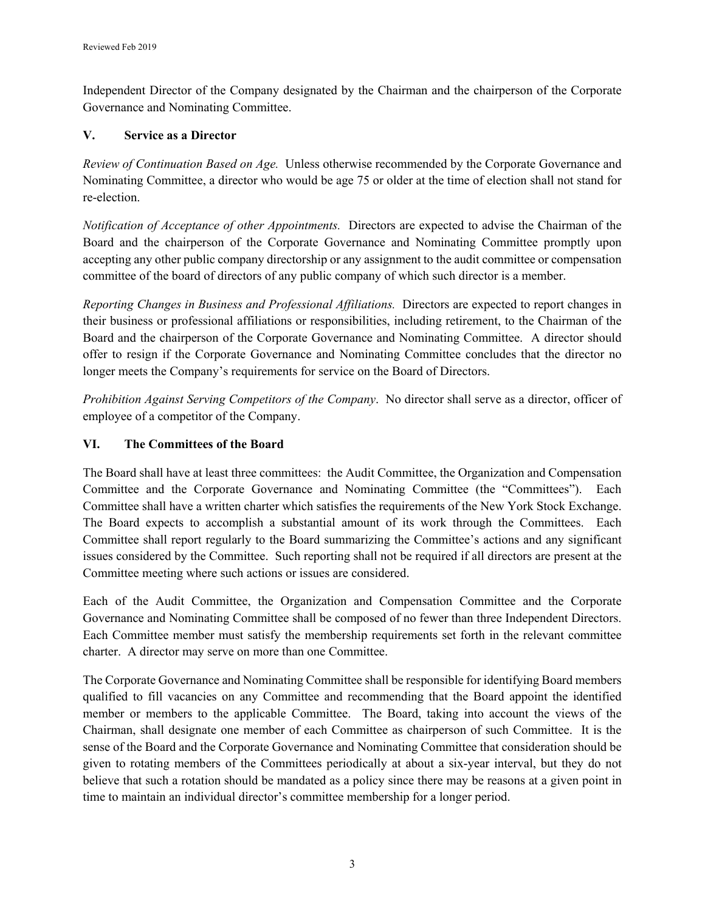Independent Director of the Company designated by the Chairman and the chairperson of the Corporate Governance and Nominating Committee.

## V. Service as a Director

*Review of Continuation Based on Age.* Unless otherwise recommended by the Corporate Governance and Nominating Committee, a director who would be age 75 or older at the time of election shall not stand for re-election.

*Notification of Acceptance of other Appointments.* Directors are expected to advise the Chairman of the Board and the chairperson of the Corporate Governance and Nominating Committee promptly upon accepting any other public company directorship or any assignment to the audit committee or compensation committee of the board of directors of any public company of which such director is a member.

*Reporting Changes in Business and Professional Affiliations.* Directors are expected to report changes in their business or professional affiliations or responsibilities, including retirement, to the Chairman of the Board and the chairperson of the Corporate Governance and Nominating Committee. A director should offer to resign if the Corporate Governance and Nominating Committee concludes that the director no longer meets the Company's requirements for service on the Board of Directors.

*Prohibition Against Serving Competitors of the Company*. No director shall serve as a director, officer of employee of a competitor of the Company.

## VI. The Committees of the Board

The Board shall have at least three committees: the Audit Committee, the Organization and Compensation Committee and the Corporate Governance and Nominating Committee (the "Committees"). Each Committee shall have a written charter which satisfies the requirements of the New York Stock Exchange. The Board expects to accomplish a substantial amount of its work through the Committees. Each Committee shall report regularly to the Board summarizing the Committee's actions and any significant issues considered by the Committee. Such reporting shall not be required if all directors are present at the Committee meeting where such actions or issues are considered.

Each of the Audit Committee, the Organization and Compensation Committee and the Corporate Governance and Nominating Committee shall be composed of no fewer than three Independent Directors. Each Committee member must satisfy the membership requirements set forth in the relevant committee charter. A director may serve on more than one Committee.

The Corporate Governance and Nominating Committee shall be responsible for identifying Board members qualified to fill vacancies on any Committee and recommending that the Board appoint the identified member or members to the applicable Committee. The Board, taking into account the views of the Chairman, shall designate one member of each Committee as chairperson of such Committee. It is the sense of the Board and the Corporate Governance and Nominating Committee that consideration should be given to rotating members of the Committees periodically at about a six-year interval, but they do not believe that such a rotation should be mandated as a policy since there may be reasons at a given point in time to maintain an individual director's committee membership for a longer period.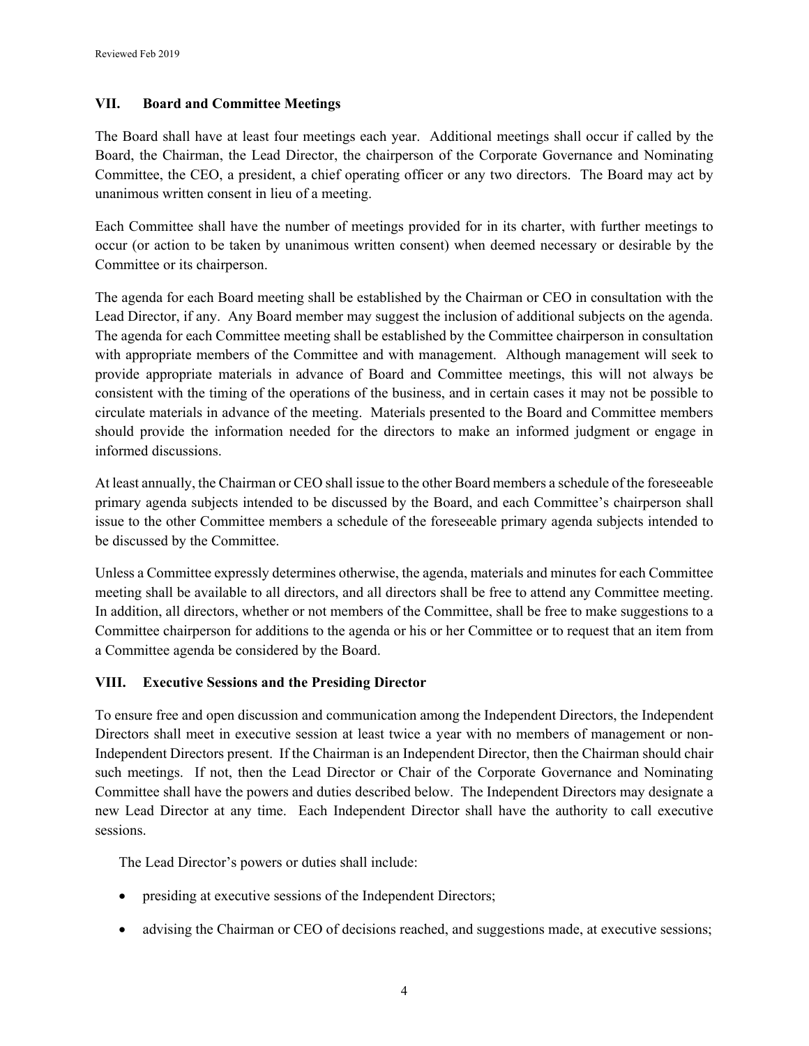### VII. Board and Committee Meetings

The Board shall have at least four meetings each year. Additional meetings shall occur if called by the Board, the Chairman, the Lead Director, the chairperson of the Corporate Governance and Nominating Committee, the CEO, a president, a chief operating officer or any two directors. The Board may act by unanimous written consent in lieu of a meeting.

Each Committee shall have the number of meetings provided for in its charter, with further meetings to occur (or action to be taken by unanimous written consent) when deemed necessary or desirable by the Committee or its chairperson.

The agenda for each Board meeting shall be established by the Chairman or CEO in consultation with the Lead Director, if any. Any Board member may suggest the inclusion of additional subjects on the agenda. The agenda for each Committee meeting shall be established by the Committee chairperson in consultation with appropriate members of the Committee and with management. Although management will seek to provide appropriate materials in advance of Board and Committee meetings, this will not always be consistent with the timing of the operations of the business, and in certain cases it may not be possible to circulate materials in advance of the meeting. Materials presented to the Board and Committee members should provide the information needed for the directors to make an informed judgment or engage in informed discussions.

At least annually, the Chairman or CEO shall issue to the other Board members a schedule of the foreseeable primary agenda subjects intended to be discussed by the Board, and each Committee's chairperson shall issue to the other Committee members a schedule of the foreseeable primary agenda subjects intended to be discussed by the Committee.

Unless a Committee expressly determines otherwise, the agenda, materials and minutes for each Committee meeting shall be available to all directors, and all directors shall be free to attend any Committee meeting. In addition, all directors, whether or not members of the Committee, shall be free to make suggestions to a Committee chairperson for additions to the agenda or his or her Committee or to request that an item from a Committee agenda be considered by the Board.

### VIII. Executive Sessions and the Presiding Director

To ensure free and open discussion and communication among the Independent Directors, the Independent Directors shall meet in executive session at least twice a year with no members of management or non-Independent Directors present. If the Chairman is an Independent Director, then the Chairman should chair such meetings. If not, then the Lead Director or Chair of the Corporate Governance and Nominating Committee shall have the powers and duties described below. The Independent Directors may designate a new Lead Director at any time. Each Independent Director shall have the authority to call executive sessions.

The Lead Director's powers or duties shall include:

- presiding at executive sessions of the Independent Directors;
- advising the Chairman or CEO of decisions reached, and suggestions made, at executive sessions;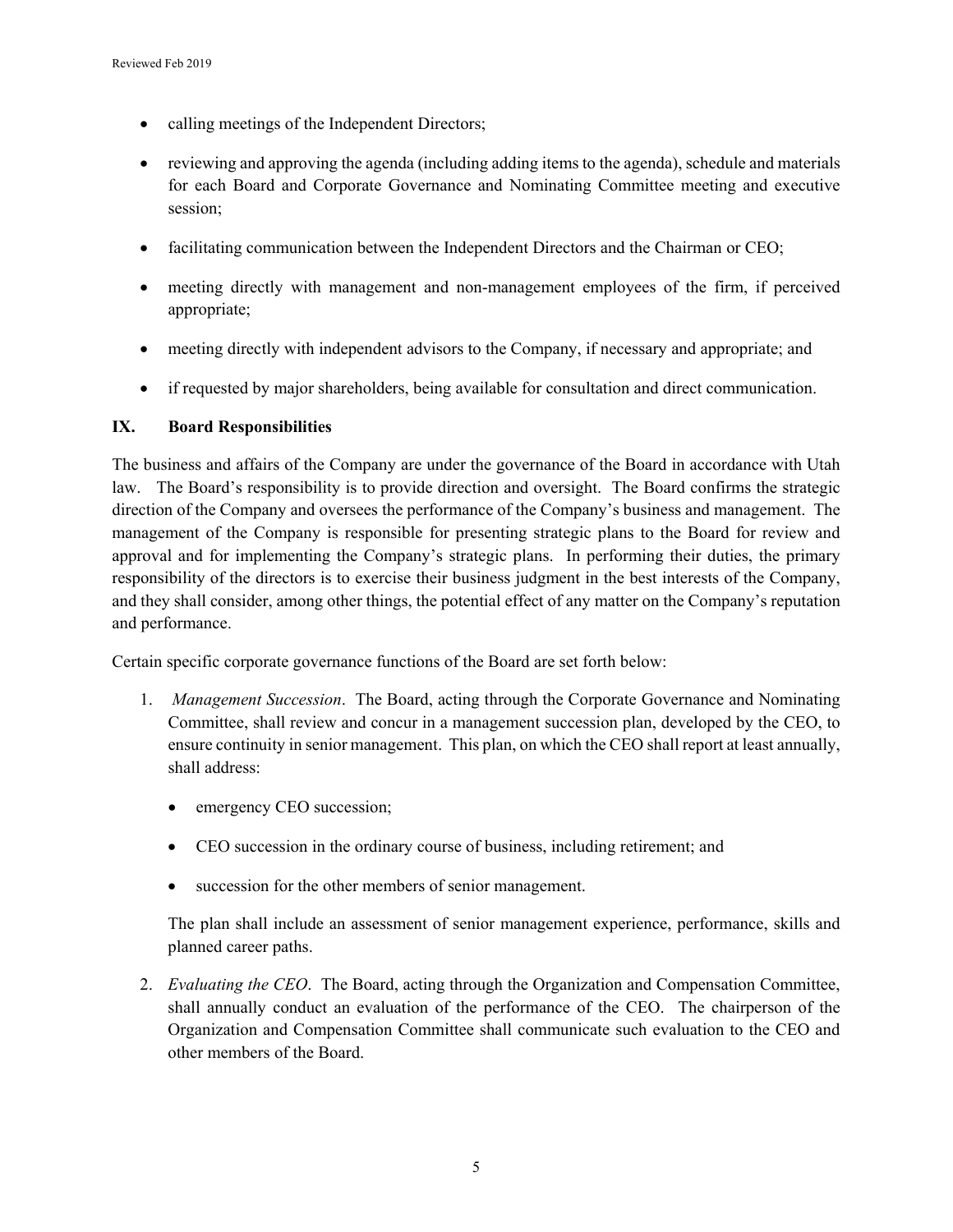- calling meetings of the Independent Directors;
- reviewing and approving the agenda (including adding items to the agenda), schedule and materials for each Board and Corporate Governance and Nominating Committee meeting and executive session;
- facilitating communication between the Independent Directors and the Chairman or CEO;
- meeting directly with management and non-management employees of the firm, if perceived appropriate;
- meeting directly with independent advisors to the Company, if necessary and appropriate; and
- if requested by major shareholders, being available for consultation and direct communication.

## IX. Board Responsibilities

The business and affairs of the Company are under the governance of the Board in accordance with Utah law. The Board's responsibility is to provide direction and oversight. The Board confirms the strategic direction of the Company and oversees the performance of the Company's business and management. The management of the Company is responsible for presenting strategic plans to the Board for review and approval and for implementing the Company's strategic plans. In performing their duties, the primary responsibility of the directors is to exercise their business judgment in the best interests of the Company, and they shall consider, among other things, the potential effect of any matter on the Company's reputation and performance.

Certain specific corporate governance functions of the Board are set forth below:

1. *Management Succession*. The Board, acting through the Corporate Governance and Nominating Committee, shall review and concur in a management succession plan, developed by the CEO, to ensure continuity in senior management. This plan, on which the CEO shall report at least annually, shall address:

   - emergency CEO succession;
   - CEO succession in the ordinary course of business, including retirement; and
   - succession for the other members of senior management.

   The plan shall include an assessment of senior management experience, performance, skills and planned career paths.

2. *Evaluating the CEO*. The Board, acting through the Organization and Compensation Committee, shall annually conduct an evaluation of the performance of the CEO. The chairperson of the Organization and Compensation Committee shall communicate such evaluation to the CEO and other members of the Board.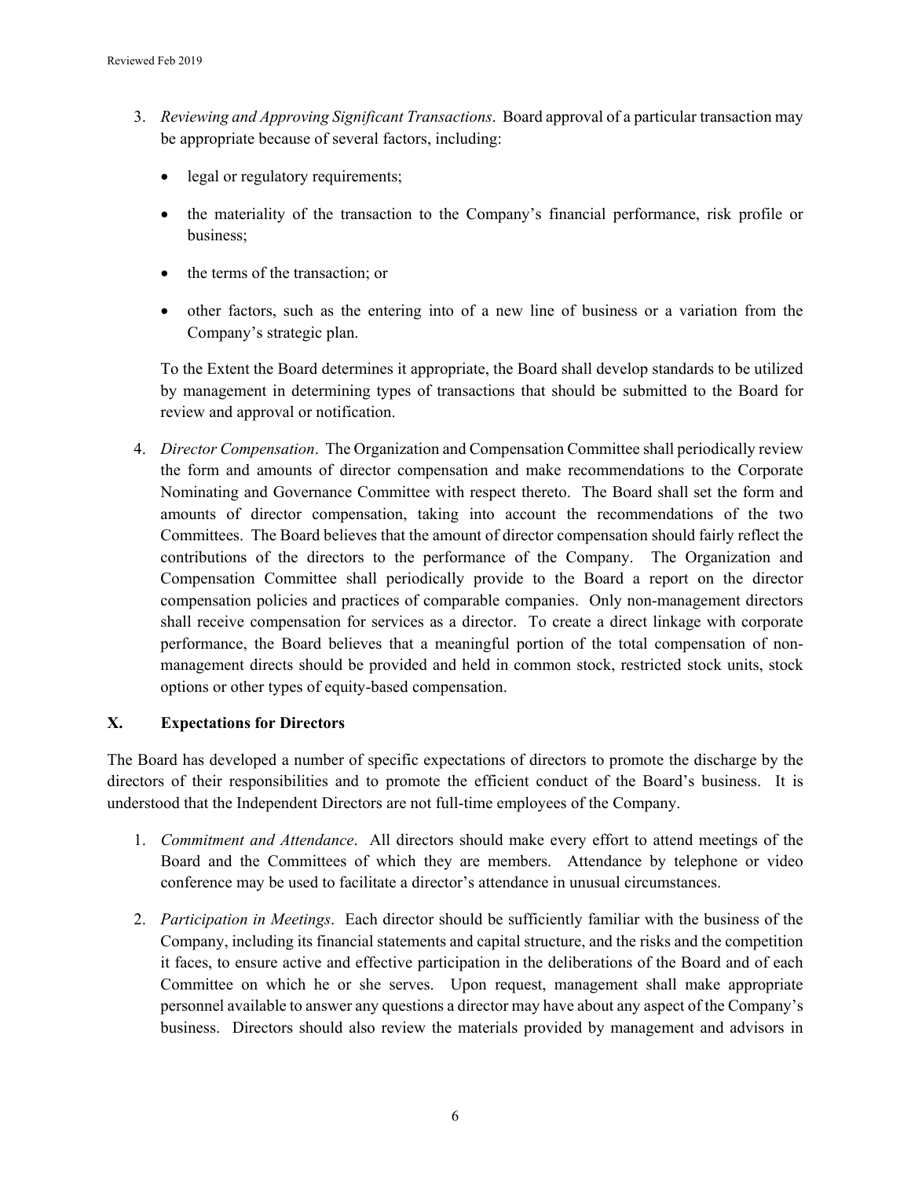3. *Reviewing and Approving Significant Transactions*. Board approval of a particular transaction may be appropriate because of several factors, including:

   - legal or regulatory requirements;
   - the materiality of the transaction to the Company's financial performance, risk profile or business;
   - the terms of the transaction; or
   - other factors, such as the entering into of a new line of business or a variation from the Company's strategic plan.

   To the Extent the Board determines it appropriate, the Board shall develop standards to be utilized by management in determining types of transactions that should be submitted to the Board for review and approval or notification.

4. *Director Compensation*. The Organization and Compensation Committee shall periodically review the form and amounts of director compensation and make recommendations to the Corporate Nominating and Governance Committee with respect thereto. The Board shall set the form and amounts of director compensation, taking into account the recommendations of the two Committees. The Board believes that the amount of director compensation should fairly reflect the contributions of the directors to the performance of the Company. The Organization and Compensation Committee shall periodically provide to the Board a report on the director compensation policies and practices of comparable companies. Only non-management directors shall receive compensation for services as a director. To create a direct linkage with corporate performance, the Board believes that a meaningful portion of the total compensation of non-management directs should be provided and held in common stock, restricted stock units, stock options or other types of equity-based compensation.

## X. Expectations for Directors

The Board has developed a number of specific expectations of directors to promote the discharge by the directors of their responsibilities and to promote the efficient conduct of the Board's business. It is understood that the Independent Directors are not full-time employees of the Company.

1. *Commitment and Attendance*. All directors should make every effort to attend meetings of the Board and the Committees of which they are members. Attendance by telephone or video conference may be used to facilitate a director's attendance in unusual circumstances.

2. *Participation in Meetings*. Each director should be sufficiently familiar with the business of the Company, including its financial statements and capital structure, and the risks and the competition it faces, to ensure active and effective participation in the deliberations of the Board and of each Committee on which he or she serves. Upon request, management shall make appropriate personnel available to answer any questions a director may have about any aspect of the Company's business. Directors should also review the materials provided by management and advisors in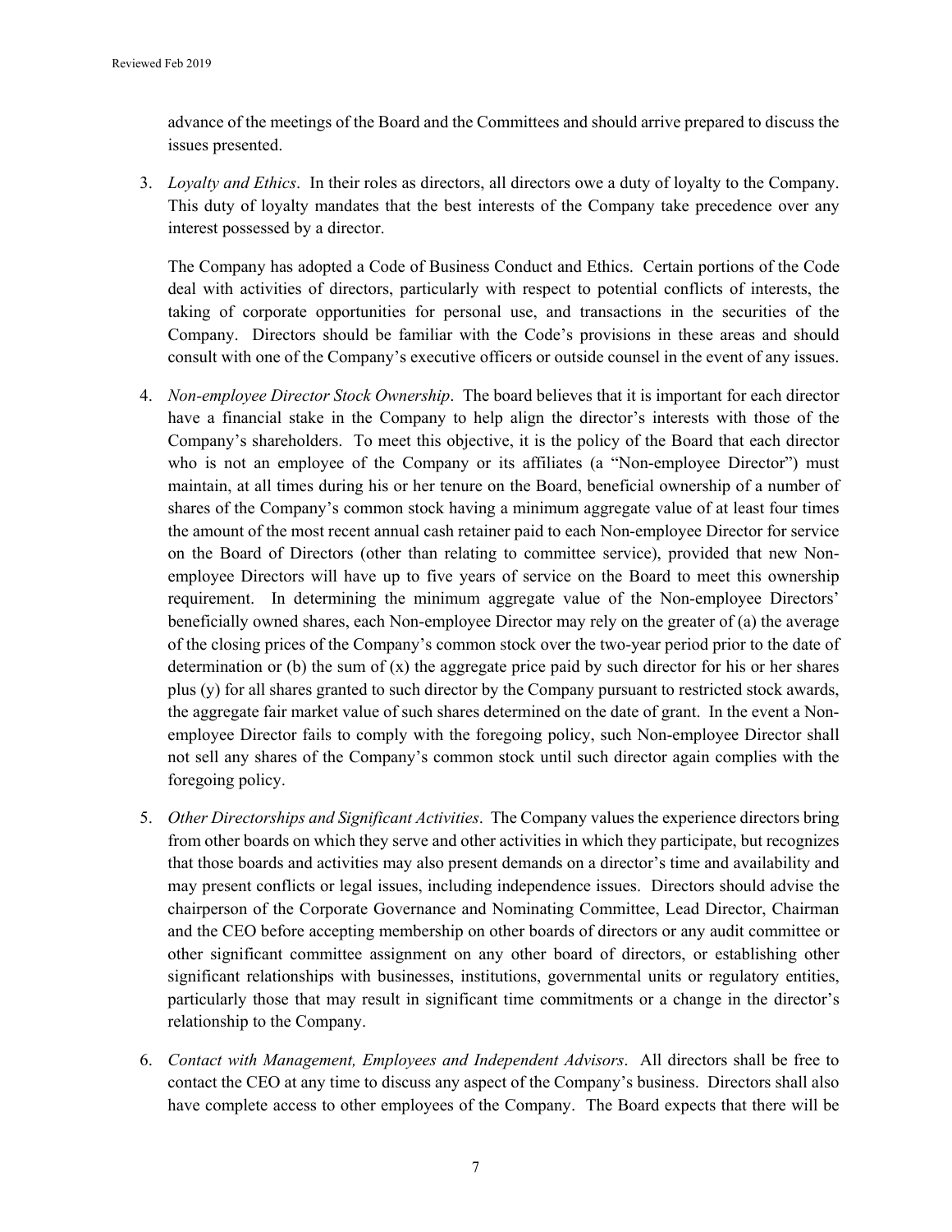advance of the meetings of the Board and the Committees and should arrive prepared to discuss the issues presented.

3. *Loyalty and Ethics*. In their roles as directors, all directors owe a duty of loyalty to the Company. This duty of loyalty mandates that the best interests of the Company take precedence over any interest possessed by a director.

   The Company has adopted a Code of Business Conduct and Ethics. Certain portions of the Code deal with activities of directors, particularly with respect to potential conflicts of interests, the taking of corporate opportunities for personal use, and transactions in the securities of the Company. Directors should be familiar with the Code's provisions in these areas and should consult with one of the Company's executive officers or outside counsel in the event of any issues.

4. *Non-employee Director Stock Ownership*. The board believes that it is important for each director have a financial stake in the Company to help align the director's interests with those of the Company's shareholders. To meet this objective, it is the policy of the Board that each director who is not an employee of the Company or its affiliates (a "Non-employee Director") must maintain, at all times during his or her tenure on the Board, beneficial ownership of a number of shares of the Company's common stock having a minimum aggregate value of at least four times the amount of the most recent annual cash retainer paid to each Non-employee Director for service on the Board of Directors (other than relating to committee service), provided that new Non-employee Directors will have up to five years of service on the Board to meet this ownership requirement. In determining the minimum aggregate value of the Non-employee Directors' beneficially owned shares, each Non-employee Director may rely on the greater of (a) the average of the closing prices of the Company's common stock over the two-year period prior to the date of determination or (b) the sum of (x) the aggregate price paid by such director for his or her shares plus (y) for all shares granted to such director by the Company pursuant to restricted stock awards, the aggregate fair market value of such shares determined on the date of grant. In the event a Non-employee Director fails to comply with the foregoing policy, such Non-employee Director shall not sell any shares of the Company's common stock until such director again complies with the foregoing policy.

5. *Other Directorships and Significant Activities*. The Company values the experience directors bring from other boards on which they serve and other activities in which they participate, but recognizes that those boards and activities may also present demands on a director's time and availability and may present conflicts or legal issues, including independence issues. Directors should advise the chairperson of the Corporate Governance and Nominating Committee, Lead Director, Chairman and the CEO before accepting membership on other boards of directors or any audit committee or other significant committee assignment on any other board of directors, or establishing other significant relationships with businesses, institutions, governmental units or regulatory entities, particularly those that may result in significant time commitments or a change in the director's relationship to the Company.

6. *Contact with Management, Employees and Independent Advisors*. All directors shall be free to contact the CEO at any time to discuss any aspect of the Company's business. Directors shall also have complete access to other employees of the Company. The Board expects that there will be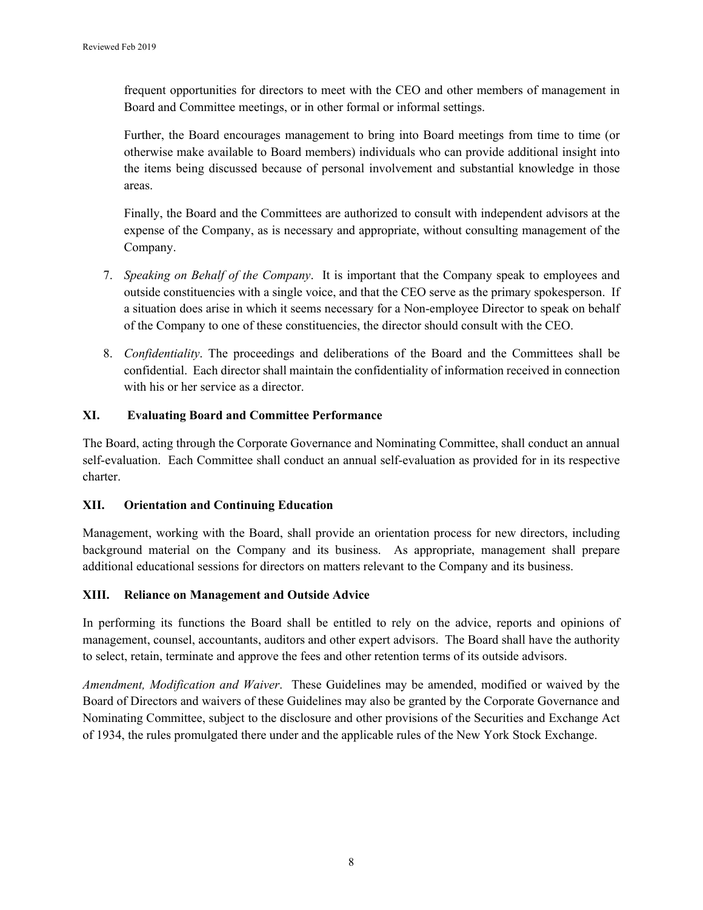frequent opportunities for directors to meet with the CEO and other members of management in Board and Committee meetings, or in other formal or informal settings.

Further, the Board encourages management to bring into Board meetings from time to time (or otherwise make available to Board members) individuals who can provide additional insight into the items being discussed because of personal involvement and substantial knowledge in those areas.

Finally, the Board and the Committees are authorized to consult with independent advisors at the expense of the Company, as is necessary and appropriate, without consulting management of the Company.

7. *Speaking on Behalf of the Company*. It is important that the Company speak to employees and outside constituencies with a single voice, and that the CEO serve as the primary spokesperson. If a situation does arise in which it seems necessary for a Non-employee Director to speak on behalf of the Company to one of these constituencies, the director should consult with the CEO.

8. *Confidentiality*. The proceedings and deliberations of the Board and the Committees shall be confidential. Each director shall maintain the confidentiality of information received in connection with his or her service as a director.

## XI. Evaluating Board and Committee Performance

The Board, acting through the Corporate Governance and Nominating Committee, shall conduct an annual self-evaluation. Each Committee shall conduct an annual self-evaluation as provided for in its respective charter.

## XII. Orientation and Continuing Education

Management, working with the Board, shall provide an orientation process for new directors, including background material on the Company and its business. As appropriate, management shall prepare additional educational sessions for directors on matters relevant to the Company and its business.

## XIII. Reliance on Management and Outside Advice

In performing its functions the Board shall be entitled to rely on the advice, reports and opinions of management, counsel, accountants, auditors and other expert advisors. The Board shall have the authority to select, retain, terminate and approve the fees and other retention terms of its outside advisors.

*Amendment, Modification and Waiver*. These Guidelines may be amended, modified or waived by the Board of Directors and waivers of these Guidelines may also be granted by the Corporate Governance and Nominating Committee, subject to the disclosure and other provisions of the Securities and Exchange Act of 1934, the rules promulgated there under and the applicable rules of the New York Stock Exchange.